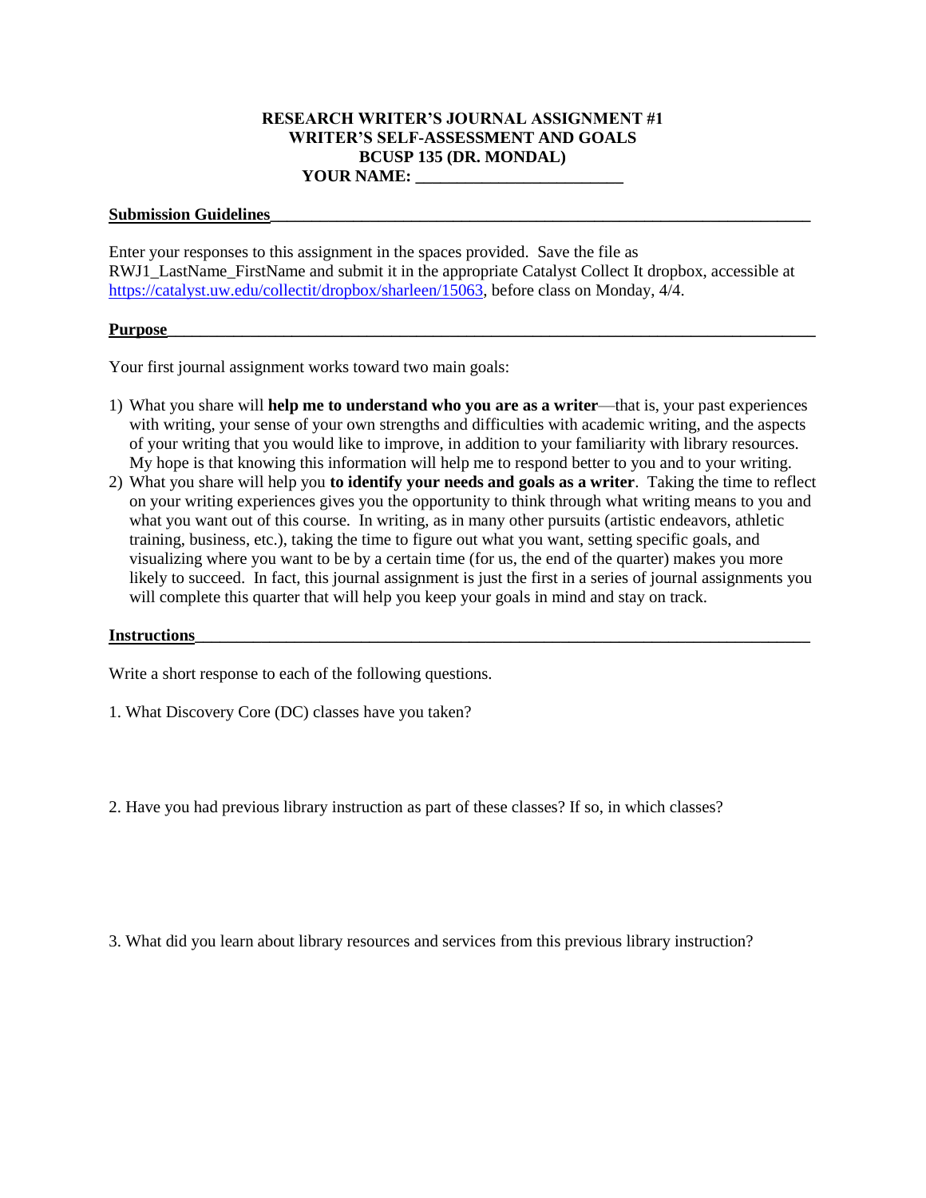# RESEARCH WRITER'S JOURNAL ASSIGNMENT #1
# WRITER'S SELF-ASSESSMENT AND GOALS
# BCUSP 135 (DR. MONDAL)

**YOUR NAME: ________________________**

## Submission Guidelines

Enter your responses to this assignment in the spaces provided. Save the file as RWJ1_LastName_FirstName and submit it in the appropriate Catalyst Collect It dropbox, accessible at https://catalyst.uw.edu/collectit/dropbox/sharleen/15063, before class on Monday, 4/4.

## Purpose

Your first journal assignment works toward two main goals:

1) What you share will **help me to understand who you are as a writer**—that is, your past experiences with writing, your sense of your own strengths and difficulties with academic writing, and the aspects of your writing that you would like to improve, in addition to your familiarity with library resources. My hope is that knowing this information will help me to respond better to you and to your writing.
2) What you share will help you **to identify your needs and goals as a writer**. Taking the time to reflect on your writing experiences gives you the opportunity to think through what writing means to you and what you want out of this course. In writing, as in many other pursuits (artistic endeavors, athletic training, business, etc.), taking the time to figure out what you want, setting specific goals, and visualizing where you want to be by a certain time (for us, the end of the quarter) makes you more likely to succeed. In fact, this journal assignment is just the first in a series of journal assignments you will complete this quarter that will help you keep your goals in mind and stay on track.

## Instructions

Write a short response to each of the following questions.

1. What Discovery Core (DC) classes have you taken?

2. Have you had previous library instruction as part of these classes? If so, in which classes?

3. What did you learn about library resources and services from this previous library instruction?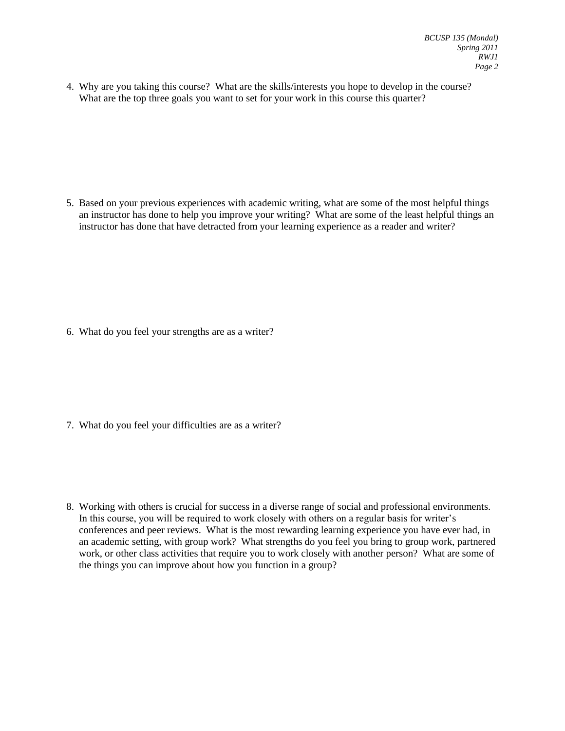4. Why are you taking this course? What are the skills/interests you hope to develop in the course? What are the top three goals you want to set for your work in this course this quarter?

5. Based on your previous experiences with academic writing, what are some of the most helpful things an instructor has done to help you improve your writing? What are some of the least helpful things an instructor has done that have detracted from your learning experience as a reader and writer?

6. What do you feel your strengths are as a writer?

7. What do you feel your difficulties are as a writer?

8. Working with others is crucial for success in a diverse range of social and professional environments. In this course, you will be required to work closely with others on a regular basis for writer's conferences and peer reviews. What is the most rewarding learning experience you have ever had, in an academic setting, with group work? What strengths do you feel you bring to group work, partnered work, or other class activities that require you to work closely with another person? What are some of the things you can improve about how you function in a group?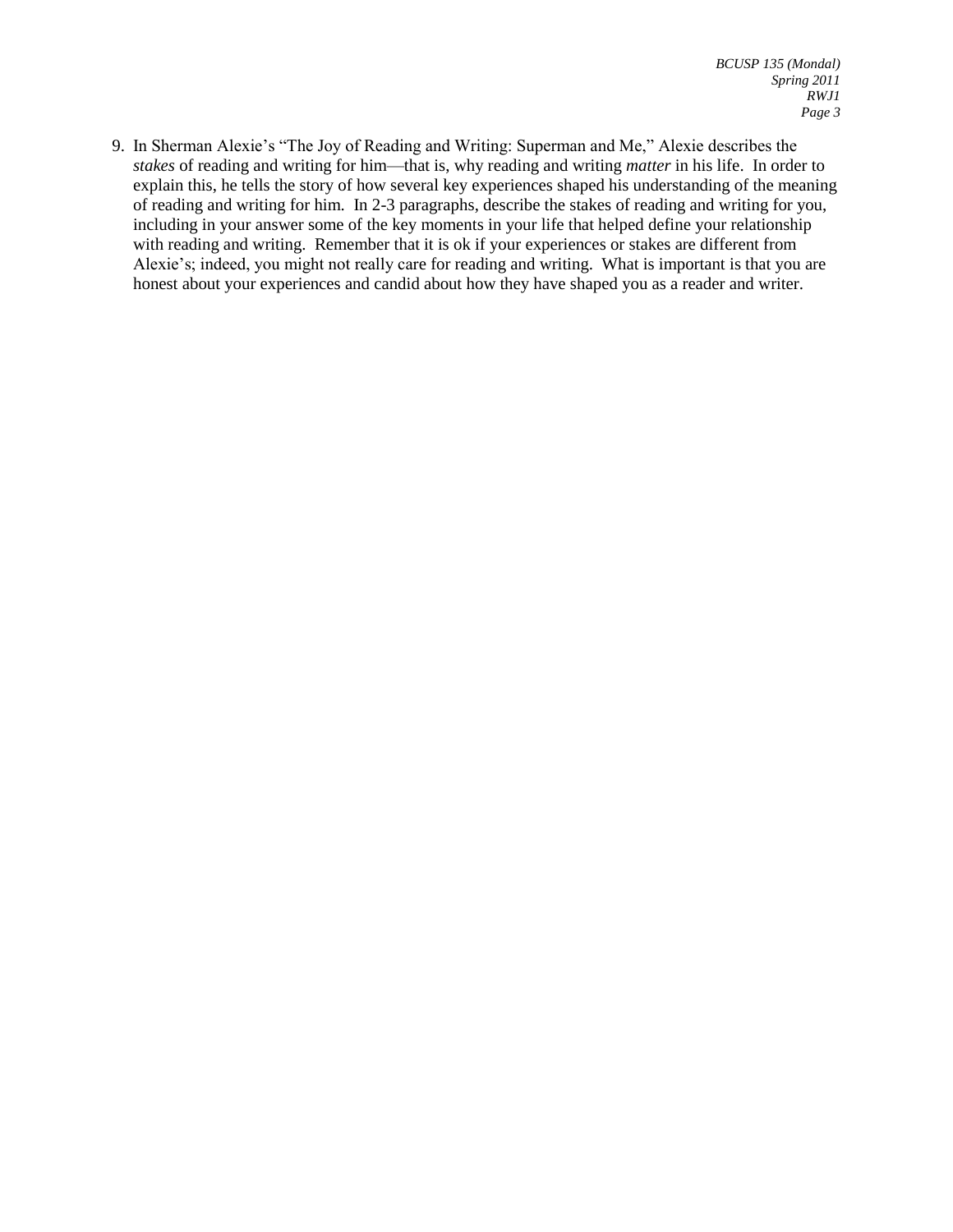9. In Sherman Alexie's "The Joy of Reading and Writing: Superman and Me," Alexie describes the *stakes* of reading and writing for him—that is, why reading and writing *matter* in his life. In order to explain this, he tells the story of how several key experiences shaped his understanding of the meaning of reading and writing for him. In 2-3 paragraphs, describe the stakes of reading and writing for you, including in your answer some of the key moments in your life that helped define your relationship with reading and writing. Remember that it is ok if your experiences or stakes are different from Alexie's; indeed, you might not really care for reading and writing. What is important is that you are honest about your experiences and candid about how they have shaped you as a reader and writer.